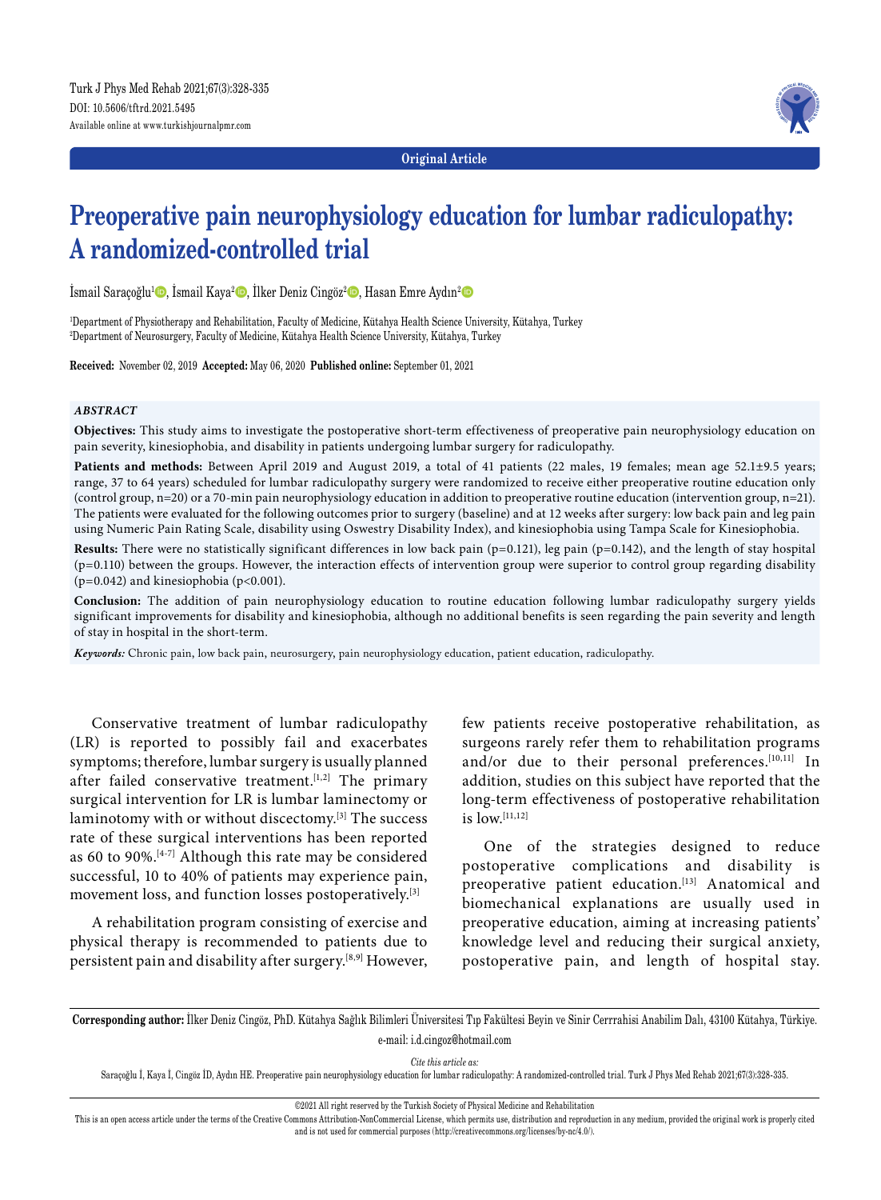Original Article

# Preoperative pain neurophysiology education for lumbar radiculopathy: A randomized-controlled trial

İsmail Saraçoğlu[1], İsmail Kaya[2], İlker Deniz Cingöz[2], Hasan Emre Aydın[2]

[1]Department of Physiotherapy and Rehabilitation, Faculty of Medicine, Kütahya Health Science University, Kütahya, Turkey
[2]Department of Neurosurgery, Faculty of Medicine, Kütahya Health Science University, Kütahya, Turkey

**Received:** November 02, 2019 **Accepted:** May 06, 2020 **Published online:** September 01, 2021

## *ABSTRACT*

**Objectives:** This study aims to investigate the postoperative short-term effectiveness of preoperative pain neurophysiology education on pain severity, kinesiophobia, and disability in patients undergoing lumbar surgery for radiculopathy.

**Patients and methods:** Between April 2019 and August 2019, a total of 41 patients (22 males, 19 females; mean age 52.1±9.5 years; range, 37 to 64 years) scheduled for lumbar radiculopathy surgery were randomized to receive either preoperative routine education only (control group, n=20) or a 70-min pain neurophysiology education in addition to preoperative routine education (intervention group, n=21). The patients were evaluated for the following outcomes prior to surgery (baseline) and at 12 weeks after surgery: low back pain and leg pain using Numeric Pain Rating Scale, disability using Oswestry Disability Index), and kinesiophobia using Tampa Scale for Kinesiophobia.

**Results:** There were no statistically significant differences in low back pain (p=0.121), leg pain (p=0.142), and the length of stay hospital (p=0.110) between the groups. However, the interaction effects of intervention group were superior to control group regarding disability (p=0.042) and kinesiophobia (p<0.001).

**Conclusion:** The addition of pain neurophysiology education to routine education following lumbar radiculopathy surgery yields significant improvements for disability and kinesiophobia, although no additional benefits is seen regarding the pain severity and length of stay in hospital in the short-term.

***Keywords:*** Chronic pain, low back pain, neurosurgery, pain neurophysiology education, patient education, radiculopathy.

Conservative treatment of lumbar radiculopathy (LR) is reported to possibly fail and exacerbates symptoms; therefore, lumbar surgery is usually planned after failed conservative treatment.[1,2] The primary surgical intervention for LR is lumbar laminectomy or laminotomy with or without discectomy.[3] The success rate of these surgical interventions has been reported as 60 to 90%.[4-7] Although this rate may be considered successful, 10 to 40% of patients may experience pain, movement loss, and function losses postoperatively.[3]

A rehabilitation program consisting of exercise and physical therapy is recommended to patients due to persistent pain and disability after surgery.[8,9] However, few patients receive postoperative rehabilitation, as surgeons rarely refer them to rehabilitation programs and/or due to their personal preferences.[10,11] In addition, studies on this subject have reported that the long-term effectiveness of postoperative rehabilitation is low.[11,12]

One of the strategies designed to reduce postoperative complications and disability is preoperative patient education.[13] Anatomical and biomechanical explanations are usually used in preoperative education, aiming at increasing patients' knowledge level and reducing their surgical anxiety, postoperative pain, and length of hospital stay.

**Corresponding author:** İlker Deniz Cingöz, PhD. Kütahya Sağlık Bilimleri Üniversitesi Tıp Fakültesi Beyin ve Sinir Cerrrahisi Anabilim Dalı, 43100 Kütahya, Türkiye. e-mail: i.d.cingoz@hotmail.com

*Cite this article as:*
Saraçoğlu İ, Kaya İ, Cingöz İD, Aydın HE. Preoperative pain neurophysiology education for lumbar radiculopathy: A randomized-controlled trial. Turk J Phys Med Rehab 2021;67(3):328-335.

©2021 All right reserved by the Turkish Society of Physical Medicine and Rehabilitation

This is an open access article under the terms of the Creative Commons Attribution-NonCommercial License, which permits use, distribution and reproduction in any medium, provided the original work is properly cited and is not used for commercial purposes (http://creativecommons.org/licenses/by-nc/4.0/).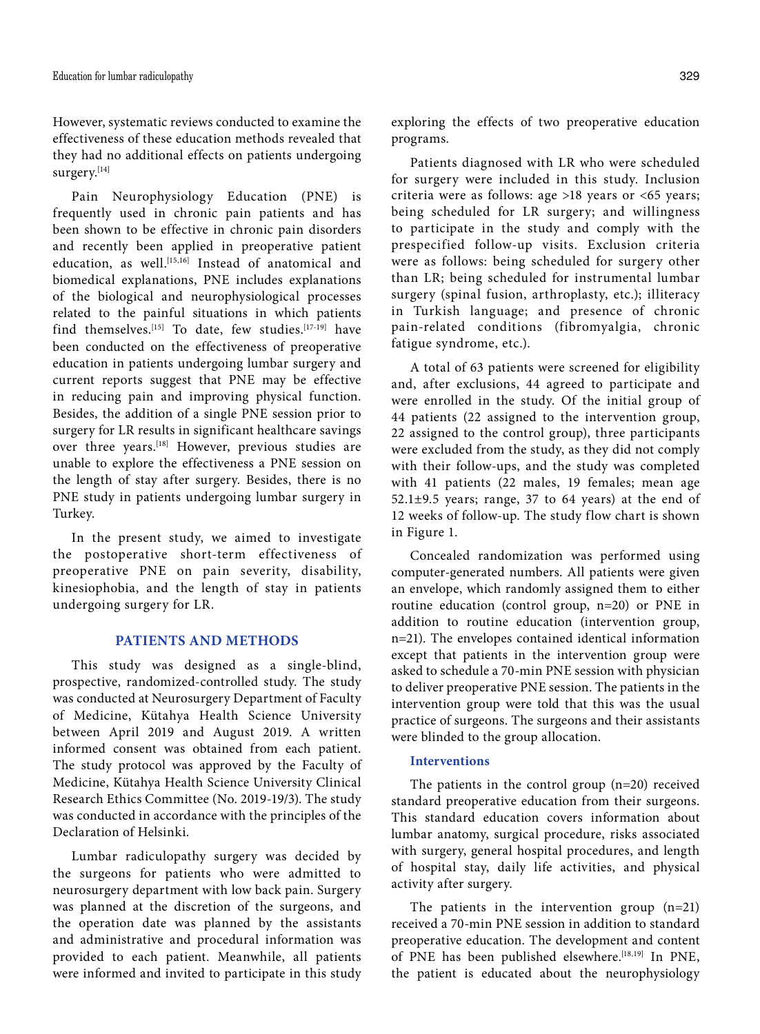However, systematic reviews conducted to examine the effectiveness of these education methods revealed that they had no additional effects on patients undergoing surgery.[14]

Pain Neurophysiology Education (PNE) is frequently used in chronic pain patients and has been shown to be effective in chronic pain disorders and recently been applied in preoperative patient education, as well.[15,16] Instead of anatomical and biomedical explanations, PNE includes explanations of the biological and neurophysiological processes related to the painful situations in which patients find themselves.[15] To date, few studies[17-19] have been conducted on the effectiveness of preoperative education in patients undergoing lumbar surgery and current reports suggest that PNE may be effective in reducing pain and improving physical function. Besides, the addition of a single PNE session prior to surgery for LR results in significant healthcare savings over three years.[18] However, previous studies are unable to explore the effectiveness a PNE session on the length of stay after surgery. Besides, there is no PNE study in patients undergoing lumbar surgery in Turkey.

In the present study, we aimed to investigate the postoperative short-term effectiveness of preoperative PNE on pain severity, disability, kinesiophobia, and the length of stay in patients undergoing surgery for LR.

## PATIENTS AND METHODS

This study was designed as a single-blind, prospective, randomized-controlled study. The study was conducted at Neurosurgery Department of Faculty of Medicine, Kütahya Health Science University between April 2019 and August 2019. A written informed consent was obtained from each patient. The study protocol was approved by the Faculty of Medicine, Kütahya Health Science University Clinical Research Ethics Committee (No. 2019-19/3). The study was conducted in accordance with the principles of the Declaration of Helsinki.

Lumbar radiculopathy surgery was decided by the surgeons for patients who were admitted to neurosurgery department with low back pain. Surgery was planned at the discretion of the surgeons, and the operation date was planned by the assistants and administrative and procedural information was provided to each patient. Meanwhile, all patients were informed and invited to participate in this study exploring the effects of two preoperative education programs.

Patients diagnosed with LR who were scheduled for surgery were included in this study. Inclusion criteria were as follows: age >18 years or <65 years; being scheduled for LR surgery; and willingness to participate in the study and comply with the prespecified follow-up visits. Exclusion criteria were as follows: being scheduled for surgery other than LR; being scheduled for instrumental lumbar surgery (spinal fusion, arthroplasty, etc.); illiteracy in Turkish language; and presence of chronic pain-related conditions (fibromyalgia, chronic fatigue syndrome, etc.).

A total of 63 patients were screened for eligibility and, after exclusions, 44 agreed to participate and were enrolled in the study. Of the initial group of 44 patients (22 assigned to the intervention group, 22 assigned to the control group), three participants were excluded from the study, as they did not comply with their follow-ups, and the study was completed with 41 patients (22 males, 19 females; mean age 52.1±9.5 years; range, 37 to 64 years) at the end of 12 weeks of follow-up. The study flow chart is shown in Figure 1.

Concealed randomization was performed using computer-generated numbers. All patients were given an envelope, which randomly assigned them to either routine education (control group, n=20) or PNE in addition to routine education (intervention group, n=21). The envelopes contained identical information except that patients in the intervention group were asked to schedule a 70-min PNE session with physician to deliver preoperative PNE session. The patients in the intervention group were told that this was the usual practice of surgeons. The surgeons and their assistants were blinded to the group allocation.

### Interventions

The patients in the control group (n=20) received standard preoperative education from their surgeons. This standard education covers information about lumbar anatomy, surgical procedure, risks associated with surgery, general hospital procedures, and length of hospital stay, daily life activities, and physical activity after surgery.

The patients in the intervention group (n=21) received a 70-min PNE session in addition to standard preoperative education. The development and content of PNE has been published elsewhere.[18,19] In PNE, the patient is educated about the neurophysiology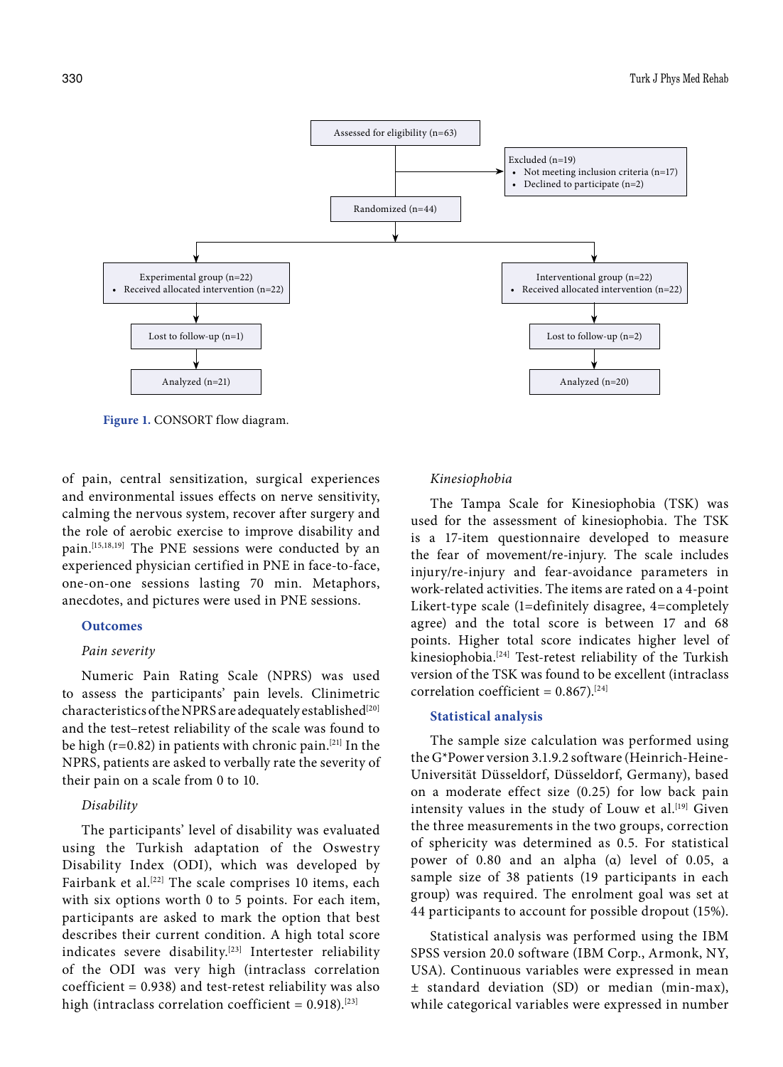Assessed for eligibility (n=63)

Excluded (n=19)
- Not meeting inclusion criteria (n=17)
- Declined to participate (n=2)

Randomized (n=44)

Experimental group (n=22)
- Received allocated intervention (n=22)

Lost to follow-up (n=1)

Analyzed (n=21)

Interventional group (n=22)
- Received allocated intervention (n=22)

Lost to follow-up (n=2)

Analyzed (n=20)

**Figure 1.** CONSORT flow diagram.

of pain, central sensitization, surgical experiences and environmental issues effects on nerve sensitivity, calming the nervous system, recover after surgery and the role of aerobic exercise to improve disability and pain.[15,18,19] The PNE sessions were conducted by an experienced physician certified in PNE in face-to-face, one-on-one sessions lasting 70 min. Metaphors, anecdotes, and pictures were used in PNE sessions.

## Outcomes

*Pain severity*

Numeric Pain Rating Scale (NPRS) was used to assess the participants' pain levels. Clinimetric characteristics of the NPRS are adequately established[20] and the test–retest reliability of the scale was found to be high (r=0.82) in patients with chronic pain.[21] In the NPRS, patients are asked to verbally rate the severity of their pain on a scale from 0 to 10.

*Disability*

The participants' level of disability was evaluated using the Turkish adaptation of the Oswestry Disability Index (ODI), which was developed by Fairbank et al.[22] The scale comprises 10 items, each with six options worth 0 to 5 points. For each item, participants are asked to mark the option that best describes their current condition. A high total score indicates severe disability.[23] Intertester reliability of the ODI was very high (intraclass correlation coefficient = 0.938) and test-retest reliability was also high (intraclass correlation coefficient = 0.918).[23]

*Kinesiophobia*

The Tampa Scale for Kinesiophobia (TSK) was used for the assessment of kinesiophobia. The TSK is a 17-item questionnaire developed to measure the fear of movement/re-injury. The scale includes injury/re-injury and fear-avoidance parameters in work-related activities. The items are rated on a 4-point Likert-type scale (1=definitely disagree, 4=completely agree) and the total score is between 17 and 68 points. Higher total score indicates higher level of kinesiophobia.[24] Test-retest reliability of the Turkish version of the TSK was found to be excellent (intraclass correlation coefficient = 0.867).[24]

## Statistical analysis

The sample size calculation was performed using the G*Power version 3.1.9.2 software (Heinrich-Heine-Universität Düsseldorf, Düsseldorf, Germany), based on a moderate effect size (0.25) for low back pain intensity values in the study of Louw et al.[19] Given the three measurements in the two groups, correction of sphericity was determined as 0.5. For statistical power of 0.80 and an alpha (α) level of 0.05, a sample size of 38 patients (19 participants in each group) was required. The enrolment goal was set at 44 participants to account for possible dropout (15%).

Statistical analysis was performed using the IBM SPSS version 20.0 software (IBM Corp., Armonk, NY, USA). Continuous variables were expressed in mean ± standard deviation (SD) or median (min-max), while categorical variables were expressed in number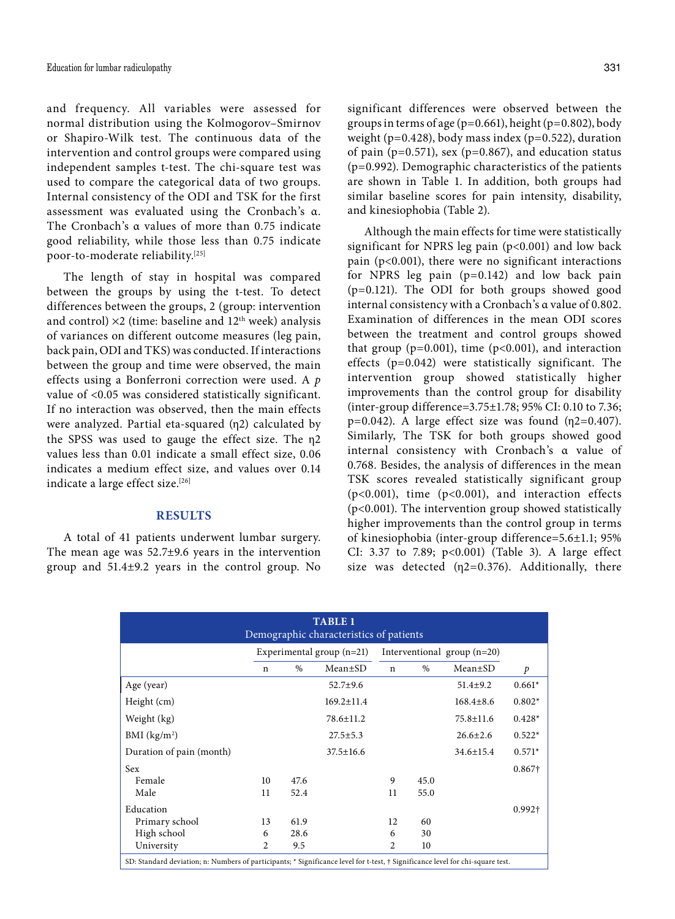and frequency. All variables were assessed for normal distribution using the Kolmogorov–Smirnov or Shapiro-Wilk test. The continuous data of the intervention and control groups were compared using independent samples t-test. The chi-square test was used to compare the categorical data of two groups. Internal consistency of the ODI and TSK for the first assessment was evaluated using the Cronbach's α. The Cronbach's α values of more than 0.75 indicate good reliability, while those less than 0.75 indicate poor-to-moderate reliability.[25]

The length of stay in hospital was compared between the groups by using the t-test. To detect differences between the groups, 2 (group: intervention and control) ×2 (time: baseline and 12th week) analysis of variances on different outcome measures (leg pain, back pain, ODI and TKS) was conducted. If interactions between the group and time were observed, the main effects using a Bonferroni correction were used. A *p* value of <0.05 was considered statistically significant. If no interaction was observed, then the main effects were analyzed. Partial eta-squared (η2) calculated by the SPSS was used to gauge the effect size. The η2 values less than 0.01 indicate a small effect size, 0.06 indicates a medium effect size, and values over 0.14 indicate a large effect size.[26]

## RESULTS

A total of 41 patients underwent lumbar surgery. The mean age was 52.7±9.6 years in the intervention group and 51.4±9.2 years in the control group. No significant differences were observed between the groups in terms of age (p=0.661), height (p=0.802), body weight (p=0.428), body mass index (p=0.522), duration of pain (p=0.571), sex (p=0.867), and education status (p=0.992). Demographic characteristics of the patients are shown in Table 1. In addition, both groups had similar baseline scores for pain intensity, disability, and kinesiophobia (Table 2).

Although the main effects for time were statistically significant for NPRS leg pain (p<0.001) and low back pain (p<0.001), there were no significant interactions for NPRS leg pain (p=0.142) and low back pain (p=0.121). The ODI for both groups showed good internal consistency with a Cronbach's α value of 0.802. Examination of differences in the mean ODI scores between the treatment and control groups showed that group (p=0.001), time (p<0.001), and interaction effects (p=0.042) were statistically significant. The intervention group showed statistically higher improvements than the control group for disability (inter-group difference=3.75±1.78; 95% CI: 0.10 to 7.36; p=0.042). A large effect size was found (η2=0.407). Similarly, The TSK for both groups showed good internal consistency with Cronbach's α value of 0.768. Besides, the analysis of differences in the mean TSK scores revealed statistically significant group (p<0.001), time (p<0.001), and interaction effects (p<0.001). The intervention group showed statistically higher improvements than the control group in terms of kinesiophobia (inter-group difference=5.6±1.1; 95% CI: 3.37 to 7.89; p<0.001) (Table 3). A large effect size was detected (η2=0.376). Additionally, there

**TABLE 1**
Demographic characteristics of patients

| | Experimental group (n=21) | | | Interventional group (n=20) | | | |
|---|---|---|---|---|---|---|---|
| | n | % | Mean±SD | n | % | Mean±SD | *p* |
| Age (year) | | | 52.7±9.6 | | | 51.4±9.2 | 0.661* |
| Height (cm) | | | 169.2±11.4 | | | 168.4±8.6 | 0.802* |
| Weight (kg) | | | 78.6±11.2 | | | 75.8±11.6 | 0.428* |
| BMI (kg/m$^2$) | | | 27.5±5.3 | | | 26.6±2.6 | 0.522* |
| Duration of pain (month) | | | 37.5±16.6 | | | 34.6±15.4 | 0.571* |
| Sex | | | | | | | 0.867† |
| Female | 10 | 47.6 | | 9 | 45.0 | | |
| Male | 11 | 52.4 | | 11 | 55.0 | | |
| Education | | | | | | | 0.992† |
| Primary school | 13 | 61.9 | | 12 | 60 | | |
| High school | 6 | 28.6 | | 6 | 30 | | |
| University | 2 | 9.5 | | 2 | 10 | | |

SD: Standard deviation; n: Numbers of participants; * Significance level for t-test, † Significance level for chi-square test.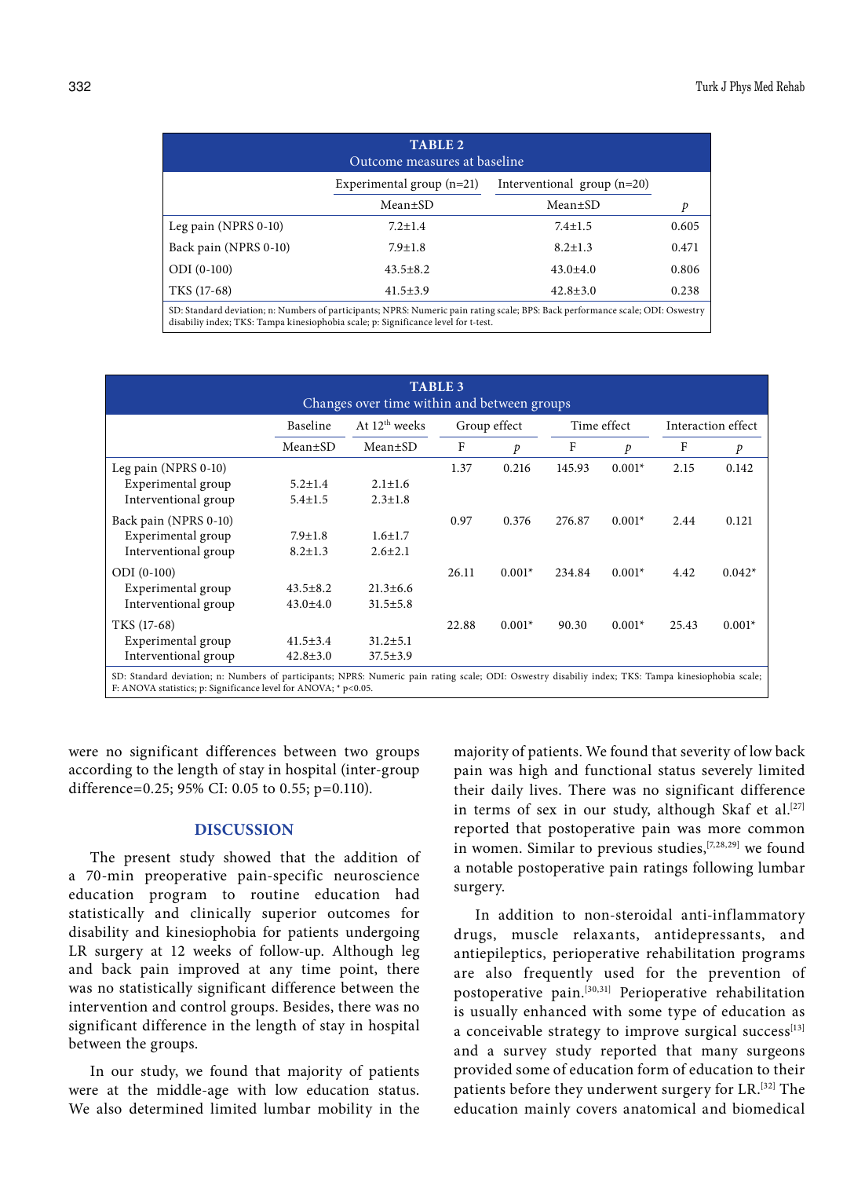**TABLE 2**
Outcome measures at baseline

| | Experimental group (n=21) | Interventional group (n=20) | |
|---|---|---|---|
| | Mean±SD | Mean±SD | *p* |
| Leg pain (NPRS 0-10) | 7.2±1.4 | 7.4±1.5 | 0.605 |
| Back pain (NPRS 0-10) | 7.9±1.8 | 8.2±1.3 | 0.471 |
| ODI (0-100) | 43.5±8.2 | 43.0±4.0 | 0.806 |
| TKS (17-68) | 41.5±3.9 | 42.8±3.0 | 0.238 |

SD: Standard deviation; n: Numbers of participants; NPRS: Numeric pain rating scale; BPS: Back performance scale; ODI: Oswestry disabiliy index; TKS: Tampa kinesiophobia scale; p: Significance level for t-test.

**TABLE 3**
Changes over time within and between groups

| | Baseline | At 12th weeks | Group effect | | Time effect | | Interaction effect | |
|---|---|---|---|---|---|---|---|---|
| | Mean±SD | Mean±SD | F | *p* | F | *p* | F | *p* |
| Leg pain (NPRS 0-10) | | | 1.37 | 0.216 | 145.93 | 0.001* | 2.15 | 0.142 |
| Experimental group | 5.2±1.4 | 2.1±1.6 | | | | | | |
| Interventional group | 5.4±1.5 | 2.3±1.8 | | | | | | |
| Back pain (NPRS 0-10) | | | 0.97 | 0.376 | 276.87 | 0.001* | 2.44 | 0.121 |
| Experimental group | 7.9±1.8 | 1.6±1.7 | | | | | | |
| Interventional group | 8.2±1.3 | 2.6±2.1 | | | | | | |
| ODI (0-100) | | | 26.11 | 0.001* | 234.84 | 0.001* | 4.42 | 0.042* |
| Experimental group | 43.5±8.2 | 21.3±6.6 | | | | | | |
| Interventional group | 43.0±4.0 | 31.5±5.8 | | | | | | |
| TKS (17-68) | | | 22.88 | 0.001* | 90.30 | 0.001* | 25.43 | 0.001* |
| Experimental group | 41.5±3.4 | 31.2±5.1 | | | | | | |
| Interventional group | 42.8±3.0 | 37.5±3.9 | | | | | | |

SD: Standard deviation; n: Numbers of participants; NPRS: Numeric pain rating scale; ODI: Oswestry disabiliy index; TKS: Tampa kinesiophobia scale; F: ANOVA statistics; p: Significance level for ANOVA; * p<0.05.

were no significant differences between two groups according to the length of stay in hospital (inter-group difference=0.25; 95% CI: 0.05 to 0.55; p=0.110).

## DISCUSSION

The present study showed that the addition of a 70-min preoperative pain-specific neuroscience education program to routine education had statistically and clinically superior outcomes for disability and kinesiophobia for patients undergoing LR surgery at 12 weeks of follow-up. Although leg and back pain improved at any time point, there was no statistically significant difference between the intervention and control groups. Besides, there was no significant difference in the length of stay in hospital between the groups.

In our study, we found that majority of patients were at the middle-age with low education status. We also determined limited lumbar mobility in the majority of patients. We found that severity of low back pain was high and functional status severely limited their daily lives. There was no significant difference in terms of sex in our study, although Skaf et al.[27] reported that postoperative pain was more common in women. Similar to previous studies,[7,28,29] we found a notable postoperative pain ratings following lumbar surgery.

In addition to non-steroidal anti-inflammatory drugs, muscle relaxants, antidepressants, and antiepileptics, perioperative rehabilitation programs are also frequently used for the prevention of postoperative pain.[30,31] Perioperative rehabilitation is usually enhanced with some type of education as a conceivable strategy to improve surgical success[13] and a survey study reported that many surgeons provided some of education form of education to their patients before they underwent surgery for LR.[32] The education mainly covers anatomical and biomedical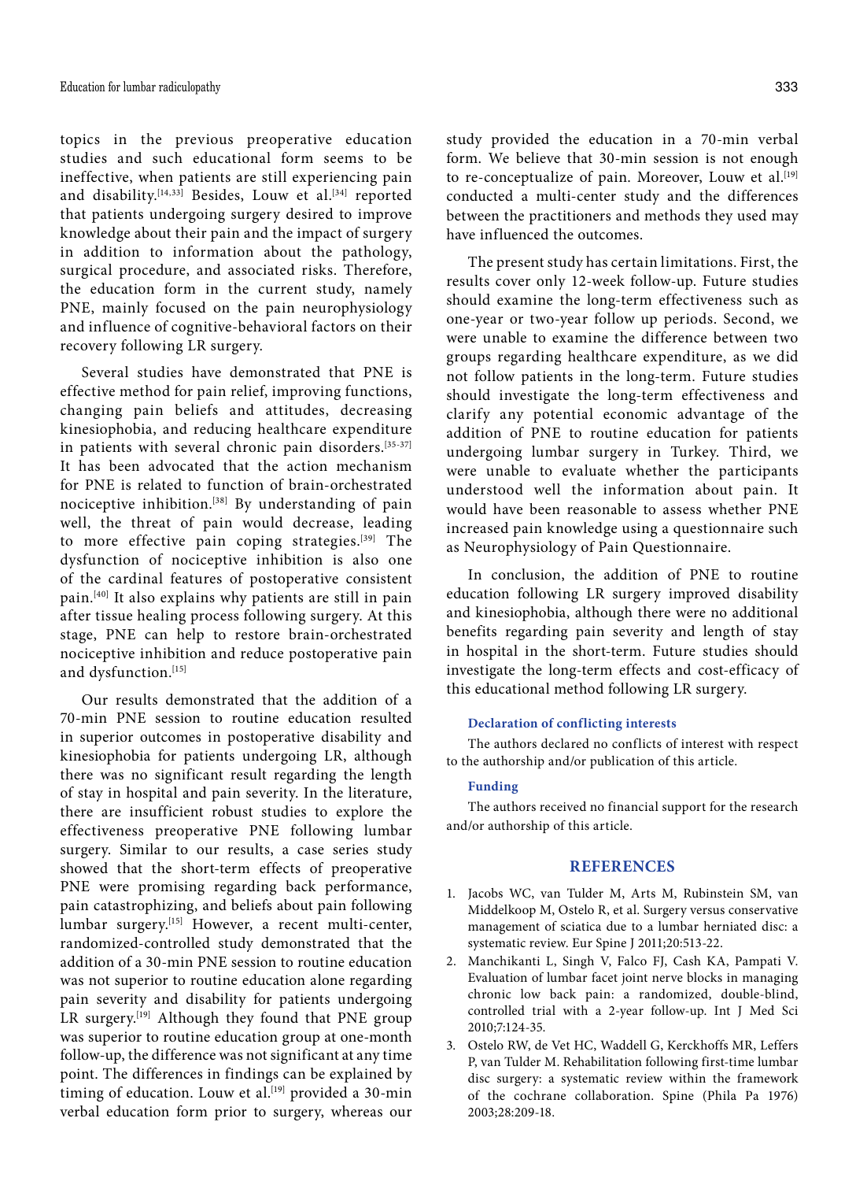topics in the previous preoperative education studies and such educational form seems to be ineffective, when patients are still experiencing pain and disability.[14,33] Besides, Louw et al.[34] reported that patients undergoing surgery desired to improve knowledge about their pain and the impact of surgery in addition to information about the pathology, surgical procedure, and associated risks. Therefore, the education form in the current study, namely PNE, mainly focused on the pain neurophysiology and influence of cognitive-behavioral factors on their recovery following LR surgery.

Several studies have demonstrated that PNE is effective method for pain relief, improving functions, changing pain beliefs and attitudes, decreasing kinesiophobia, and reducing healthcare expenditure in patients with several chronic pain disorders.[35-37] It has been advocated that the action mechanism for PNE is related to function of brain-orchestrated nociceptive inhibition.[38] By understanding of pain well, the threat of pain would decrease, leading to more effective pain coping strategies.[39] The dysfunction of nociceptive inhibition is also one of the cardinal features of postoperative consistent pain.[40] It also explains why patients are still in pain after tissue healing process following surgery. At this stage, PNE can help to restore brain-orchestrated nociceptive inhibition and reduce postoperative pain and dysfunction.[15]

Our results demonstrated that the addition of a 70-min PNE session to routine education resulted in superior outcomes in postoperative disability and kinesiophobia for patients undergoing LR, although there was no significant result regarding the length of stay in hospital and pain severity. In the literature, there are insufficient robust studies to explore the effectiveness preoperative PNE following lumbar surgery. Similar to our results, a case series study showed that the short-term effects of preoperative PNE were promising regarding back performance, pain catastrophizing, and beliefs about pain following lumbar surgery.[15] However, a recent multi-center, randomized-controlled study demonstrated that the addition of a 30-min PNE session to routine education was not superior to routine education alone regarding pain severity and disability for patients undergoing LR surgery.[19] Although they found that PNE group was superior to routine education group at one-month follow-up, the difference was not significant at any time point. The differences in findings can be explained by timing of education. Louw et al.[19] provided a 30-min verbal education form prior to surgery, whereas our study provided the education in a 70-min verbal form. We believe that 30-min session is not enough to re-conceptualize of pain. Moreover, Louw et al.[19] conducted a multi-center study and the differences between the practitioners and methods they used may have influenced the outcomes.

The present study has certain limitations. First, the results cover only 12-week follow-up. Future studies should examine the long-term effectiveness such as one-year or two-year follow up periods. Second, we were unable to examine the difference between two groups regarding healthcare expenditure, as we did not follow patients in the long-term. Future studies should investigate the long-term effectiveness and clarify any potential economic advantage of the addition of PNE to routine education for patients undergoing lumbar surgery in Turkey. Third, we were unable to evaluate whether the participants understood well the information about pain. It would have been reasonable to assess whether PNE increased pain knowledge using a questionnaire such as Neurophysiology of Pain Questionnaire.

In conclusion, the addition of PNE to routine education following LR surgery improved disability and kinesiophobia, although there were no additional benefits regarding pain severity and length of stay in hospital in the short-term. Future studies should investigate the long-term effects and cost-efficacy of this educational method following LR surgery.

#### Declaration of conflicting interests

The authors declared no conflicts of interest with respect to the authorship and/or publication of this article.

#### Funding

The authors received no financial support for the research and/or authorship of this article.

## REFERENCES

1. Jacobs WC, van Tulder M, Arts M, Rubinstein SM, van Middelkoop M, Ostelo R, et al. Surgery versus conservative management of sciatica due to a lumbar herniated disc: a systematic review. Eur Spine J 2011;20:513-22.
2. Manchikanti L, Singh V, Falco FJ, Cash KA, Pampati V. Evaluation of lumbar facet joint nerve blocks in managing chronic low back pain: a randomized, double-blind, controlled trial with a 2-year follow-up. Int J Med Sci 2010;7:124-35.
3. Ostelo RW, de Vet HC, Waddell G, Kerckhoffs MR, Leffers P, van Tulder M. Rehabilitation following first-time lumbar disc surgery: a systematic review within the framework of the cochrane collaboration. Spine (Phila Pa 1976) 2003;28:209-18.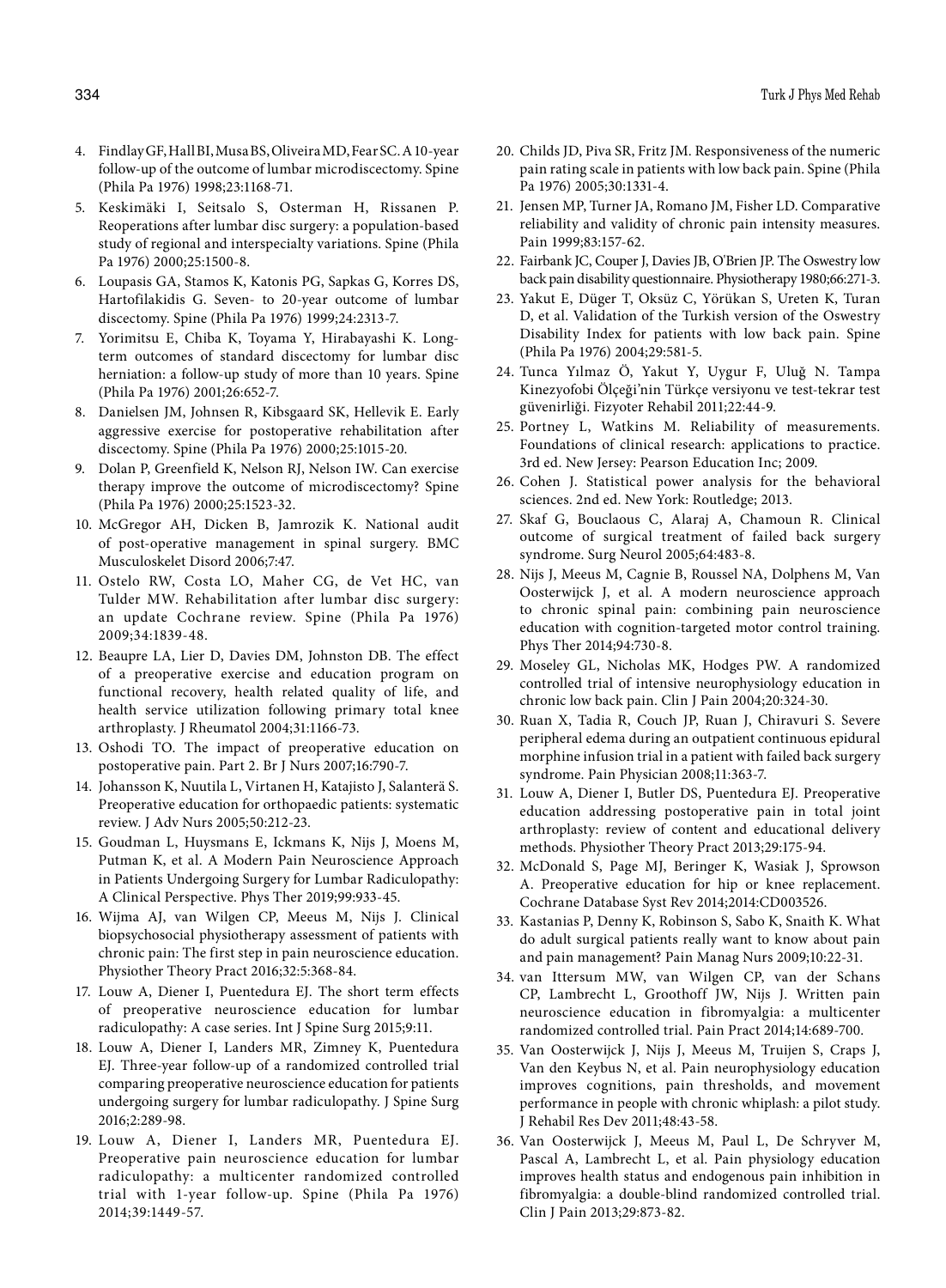4. Findlay GF, Hall BI, Musa BS, Oliveira MD, Fear SC. A 10-year follow-up of the outcome of lumbar microdiscectomy. Spine (Phila Pa 1976) 1998;23:1168-71.
5. Keskimäki I, Seitsalo S, Osterman H, Rissanen P. Reoperations after lumbar disc surgery: a population-based study of regional and interspecialty variations. Spine (Phila Pa 1976) 2000;25:1500-8.
6. Loupasis GA, Stamos K, Katonis PG, Sapkas G, Korres DS, Hartofilakidis G. Seven- to 20-year outcome of lumbar discectomy. Spine (Phila Pa 1976) 1999;24:2313-7.
7. Yorimitsu E, Chiba K, Toyama Y, Hirabayashi K. Long-term outcomes of standard discectomy for lumbar disc herniation: a follow-up study of more than 10 years. Spine (Phila Pa 1976) 2001;26:652-7.
8. Danielsen JM, Johnsen R, Kibsgaard SK, Hellevik E. Early aggressive exercise for postoperative rehabilitation after discectomy. Spine (Phila Pa 1976) 2000;25:1015-20.
9. Dolan P, Greenfield K, Nelson RJ, Nelson IW. Can exercise therapy improve the outcome of microdiscectomy? Spine (Phila Pa 1976) 2000;25:1523-32.
10. McGregor AH, Dicken B, Jamrozik K. National audit of post-operative management in spinal surgery. BMC Musculoskelet Disord 2006;7:47.
11. Ostelo RW, Costa LO, Maher CG, de Vet HC, van Tulder MW. Rehabilitation after lumbar disc surgery: an update Cochrane review. Spine (Phila Pa 1976) 2009;34:1839-48.
12. Beaupre LA, Lier D, Davies DM, Johnston DB. The effect of a preoperative exercise and education program on functional recovery, health related quality of life, and health service utilization following primary total knee arthroplasty. J Rheumatol 2004;31:1166-73.
13. Oshodi TO. The impact of preoperative education on postoperative pain. Part 2. Br J Nurs 2007;16:790-7.
14. Johansson K, Nuutila L, Virtanen H, Katajisto J, Salanterä S. Preoperative education for orthopaedic patients: systematic review. J Adv Nurs 2005;50:212-23.
15. Goudman L, Huysmans E, Ickmans K, Nijs J, Moens M, Putman K, et al. A Modern Pain Neuroscience Approach in Patients Undergoing Surgery for Lumbar Radiculopathy: A Clinical Perspective. Phys Ther 2019;99:933-45.
16. Wijma AJ, van Wilgen CP, Meeus M, Nijs J. Clinical biopsychosocial physiotherapy assessment of patients with chronic pain: The first step in pain neuroscience education. Physiother Theory Pract 2016;32:5:368-84.
17. Louw A, Diener I, Puentedura EJ. The short term effects of preoperative neuroscience education for lumbar radiculopathy: A case series. Int J Spine Surg 2015;9:11.
18. Louw A, Diener I, Landers MR, Zimney K, Puentedura EJ. Three-year follow-up of a randomized controlled trial comparing preoperative neuroscience education for patients undergoing surgery for lumbar radiculopathy. J Spine Surg 2016;2:289-98.
19. Louw A, Diener I, Landers MR, Puentedura EJ. Preoperative pain neuroscience education for lumbar radiculopathy: a multicenter randomized controlled trial with 1-year follow-up. Spine (Phila Pa 1976) 2014;39:1449-57.
20. Childs JD, Piva SR, Fritz JM. Responsiveness of the numeric pain rating scale in patients with low back pain. Spine (Phila Pa 1976) 2005;30:1331-4.
21. Jensen MP, Turner JA, Romano JM, Fisher LD. Comparative reliability and validity of chronic pain intensity measures. Pain 1999;83:157-62.
22. Fairbank JC, Couper J, Davies JB, O'Brien JP. The Oswestry low back pain disability questionnaire. Physiotherapy 1980;66:271-3.
23. Yakut E, Düger T, Oksüz C, Yörükan S, Ureten K, Turan D, et al. Validation of the Turkish version of the Oswestry Disability Index for patients with low back pain. Spine (Phila Pa 1976) 2004;29:581-5.
24. Tunca Yılmaz Ö, Yakut Y, Uygur F, Uluğ N. Tampa Kinezyofobi Ölçeği'nin Türkçe versiyonu ve test-tekrar test güvenirliği. Fizyoter Rehabil 2011;22:44-9.
25. Portney L, Watkins M. Reliability of measurements. Foundations of clinical research: applications to practice. 3rd ed. New Jersey: Pearson Education Inc; 2009.
26. Cohen J. Statistical power analysis for the behavioral sciences. 2nd ed. New York: Routledge; 2013.
27. Skaf G, Bouclaous C, Alaraj A, Chamoun R. Clinical outcome of surgical treatment of failed back surgery syndrome. Surg Neurol 2005;64:483-8.
28. Nijs J, Meeus M, Cagnie B, Roussel NA, Dolphens M, Van Oosterwijck J, et al. A modern neuroscience approach to chronic spinal pain: combining pain neuroscience education with cognition-targeted motor control training. Phys Ther 2014;94:730-8.
29. Moseley GL, Nicholas MK, Hodges PW. A randomized controlled trial of intensive neurophysiology education in chronic low back pain. Clin J Pain 2004;20:324-30.
30. Ruan X, Tadia R, Couch JP, Ruan J, Chiravuri S. Severe peripheral edema during an outpatient continuous epidural morphine infusion trial in a patient with failed back surgery syndrome. Pain Physician 2008;11:363-7.
31. Louw A, Diener I, Butler DS, Puentedura EJ. Preoperative education addressing postoperative pain in total joint arthroplasty: review of content and educational delivery methods. Physiother Theory Pract 2013;29:175-94.
32. McDonald S, Page MJ, Beringer K, Wasiak J, Sprowson A. Preoperative education for hip or knee replacement. Cochrane Database Syst Rev 2014;2014:CD003526.
33. Kastanias P, Denny K, Robinson S, Sabo K, Snaith K. What do adult surgical patients really want to know about pain and pain management? Pain Manag Nurs 2009;10:22-31.
34. van Ittersum MW, van Wilgen CP, van der Schans CP, Lambrecht L, Groothoff JW, Nijs J. Written pain neuroscience education in fibromyalgia: a multicenter randomized controlled trial. Pain Pract 2014;14:689-700.
35. Van Oosterwijck J, Nijs J, Meeus M, Truijen S, Craps J, Van den Keybus N, et al. Pain neurophysiology education improves cognitions, pain thresholds, and movement performance in people with chronic whiplash: a pilot study. J Rehabil Res Dev 2011;48:43-58.
36. Van Oosterwijck J, Meeus M, Paul L, De Schryver M, Pascal A, Lambrecht L, et al. Pain physiology education improves health status and endogenous pain inhibition in fibromyalgia: a double-blind randomized controlled trial. Clin J Pain 2013;29:873-82.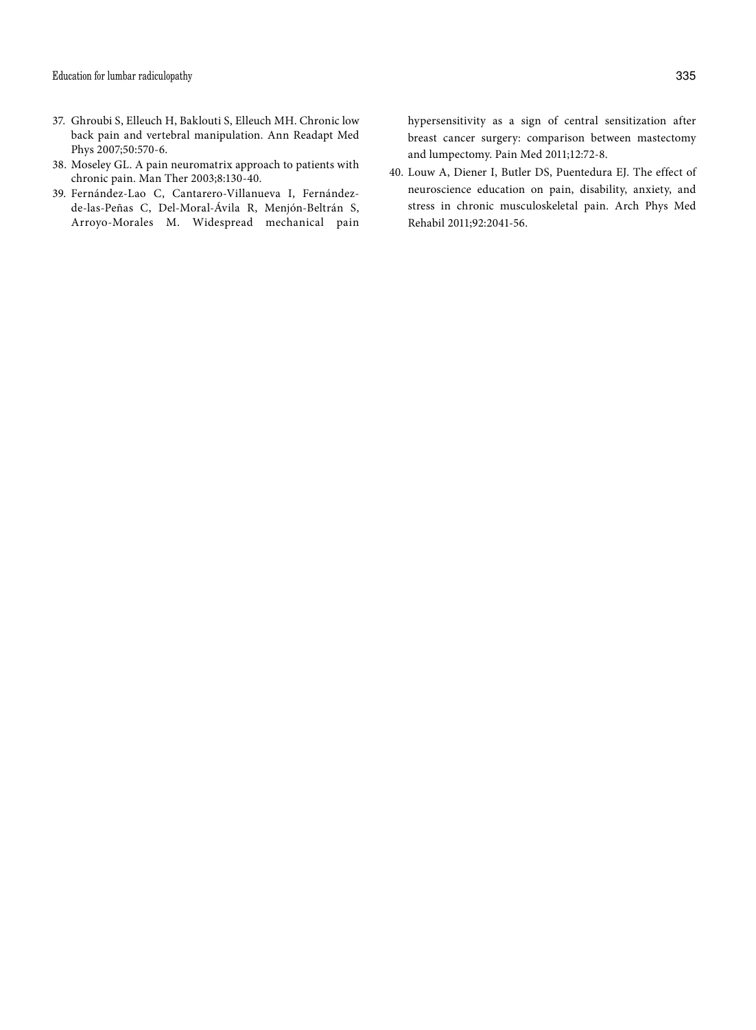37. Ghroubi S, Elleuch H, Baklouti S, Elleuch MH. Chronic low back pain and vertebral manipulation. Ann Readapt Med Phys 2007;50:570-6.
38. Moseley GL. A pain neuromatrix approach to patients with chronic pain. Man Ther 2003;8:130-40.
39. Fernández-Lao C, Cantarero-Villanueva I, Fernández-de-las-Peñas C, Del-Moral-Ávila R, Menjón-Beltrán S, Arroyo-Morales M. Widespread mechanical pain hypersensitivity as a sign of central sensitization after breast cancer surgery: comparison between mastectomy and lumpectomy. Pain Med 2011;12:72-8.
40. Louw A, Diener I, Butler DS, Puentedura EJ. The effect of neuroscience education on pain, disability, anxiety, and stress in chronic musculoskeletal pain. Arch Phys Med Rehabil 2011;92:2041-56.